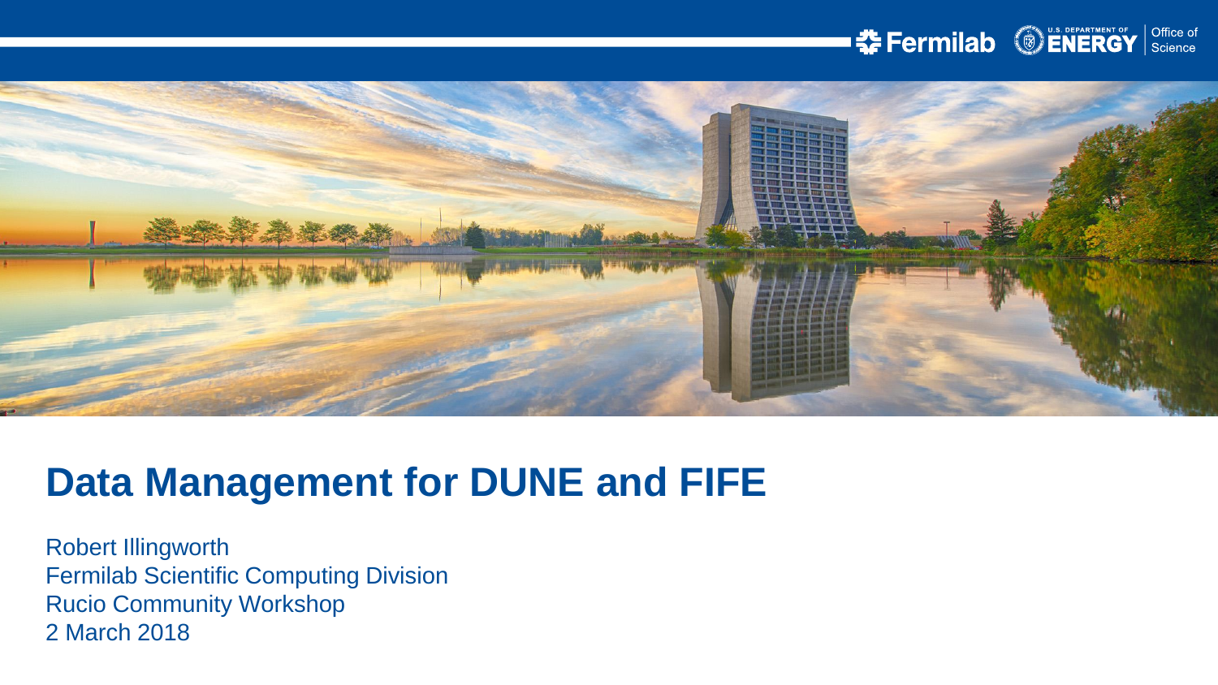# Data Management for DUNE and FIFE

Robert Illingworth
Fermilab Scientific Computing Division
Rucio Community Workshop
2 March 2018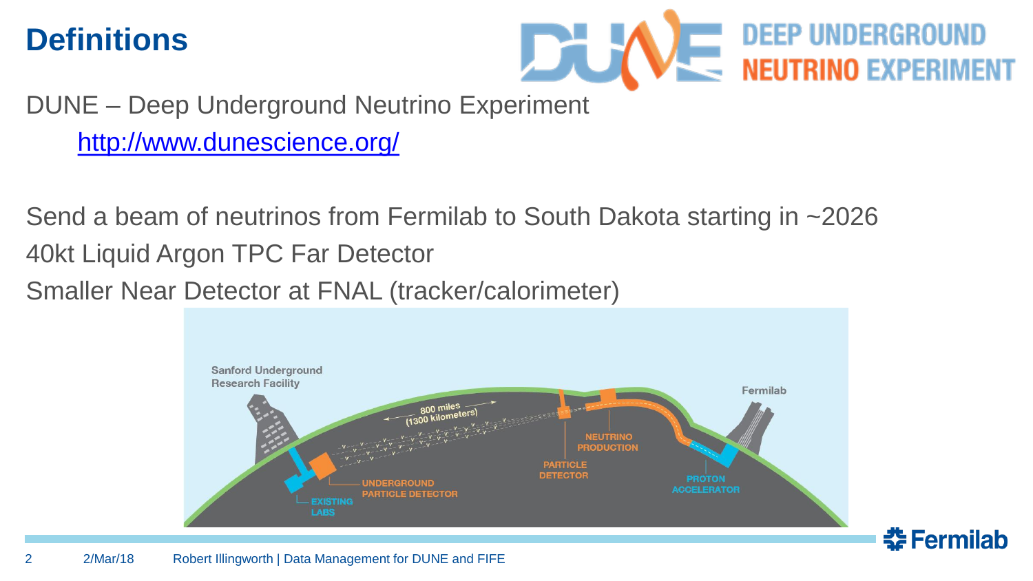# Definitions

DUNE – Deep Underground Neutrino Experiment

http://www.dunescience.org/

Send a beam of neutrinos from Fermilab to South Dakota starting in ~2026

40kt Liquid Argon TPC Far Detector

Smaller Near Detector at FNAL (tracker/calorimeter)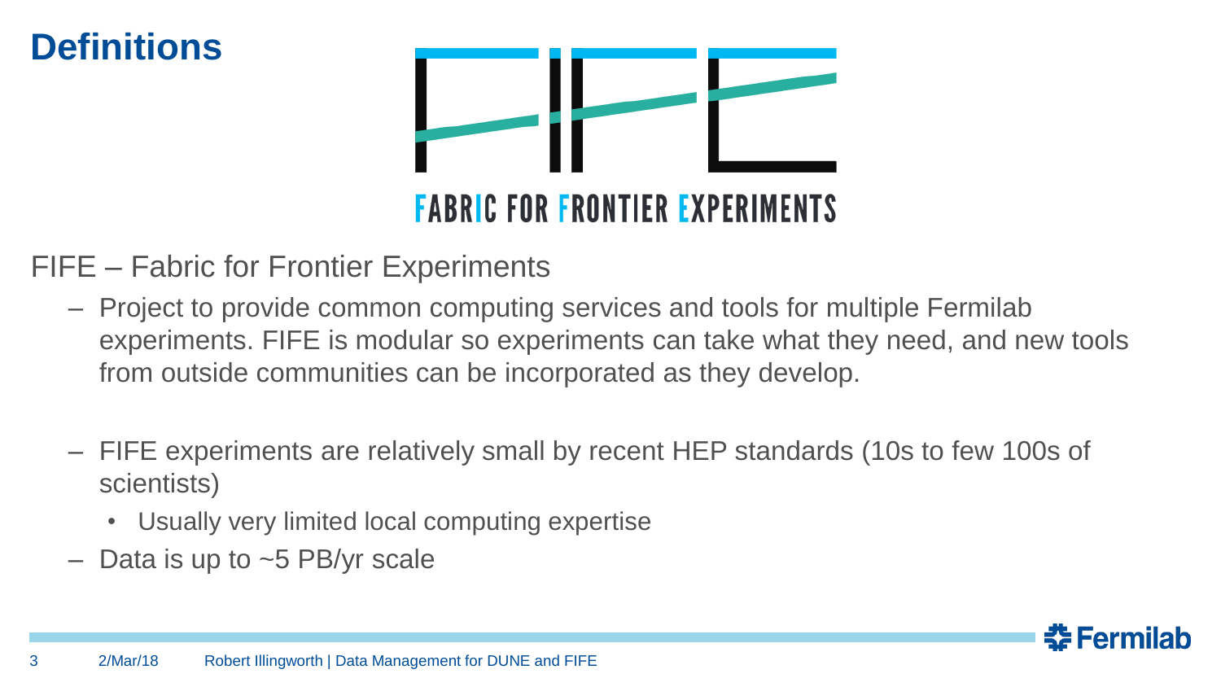# Definitions

FABRIC FOR FRONTIER EXPERIMENTS

FIFE – Fabric for Frontier Experiments

- Project to provide common computing services and tools for multiple Fermilab experiments. FIFE is modular so experiments can take what they need, and new tools from outside communities can be incorporated as they develop.

- FIFE experiments are relatively small by recent HEP standards (10s to few 100s of scientists)
  - Usually very limited local computing expertise
- Data is up to ~5 PB/yr scale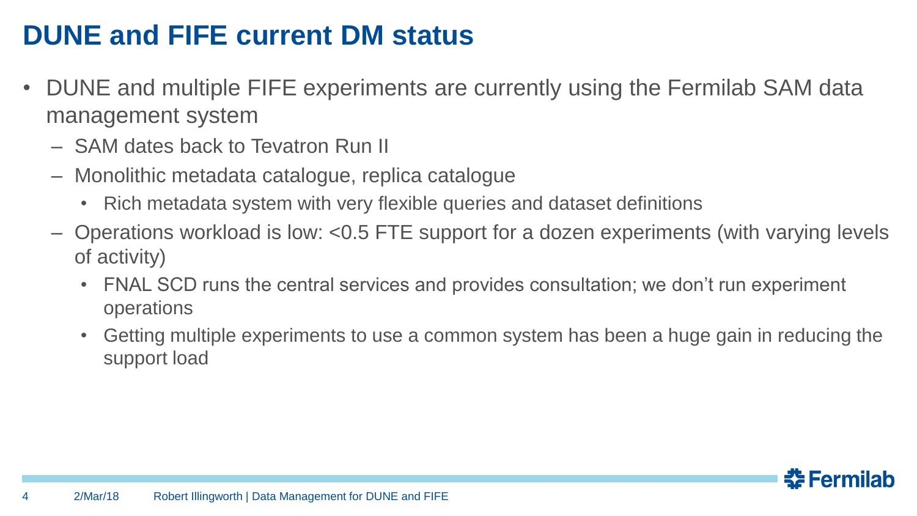# DUNE and FIFE current DM status

- DUNE and multiple FIFE experiments are currently using the Fermilab SAM data management system
  - SAM dates back to Tevatron Run II
  - Monolithic metadata catalogue, replica catalogue
    - Rich metadata system with very flexible queries and dataset definitions
  - Operations workload is low: <0.5 FTE support for a dozen experiments (with varying levels of activity)
    - FNAL SCD runs the central services and provides consultation; we don't run experiment operations
    - Getting multiple experiments to use a common system has been a huge gain in reducing the support load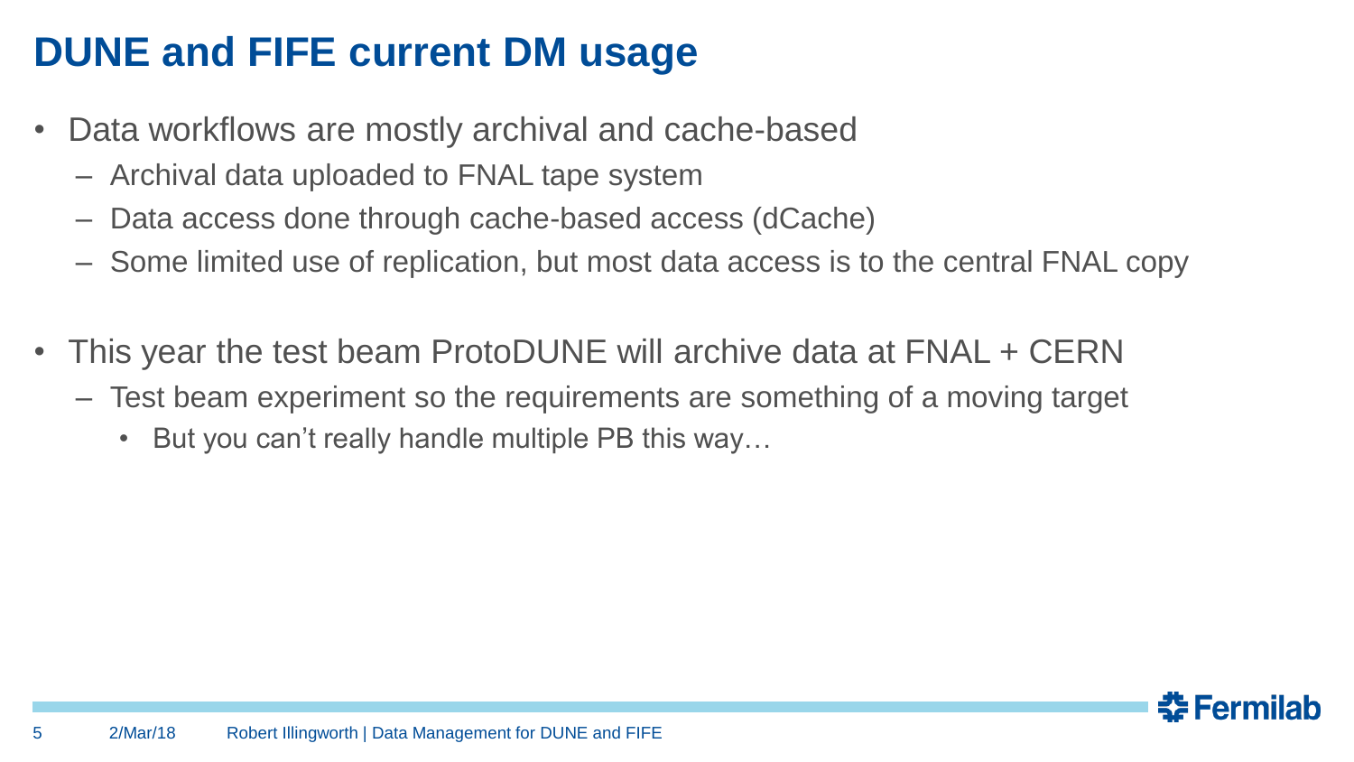# DUNE and FIFE current DM usage

- Data workflows are mostly archival and cache-based
  - Archival data uploaded to FNAL tape system
  - Data access done through cache-based access (dCache)
  - Some limited use of replication, but most data access is to the central FNAL copy
- This year the test beam ProtoDUNE will archive data at FNAL + CERN
  - Test beam experiment so the requirements are something of a moving target
    - But you can’t really handle multiple PB this way…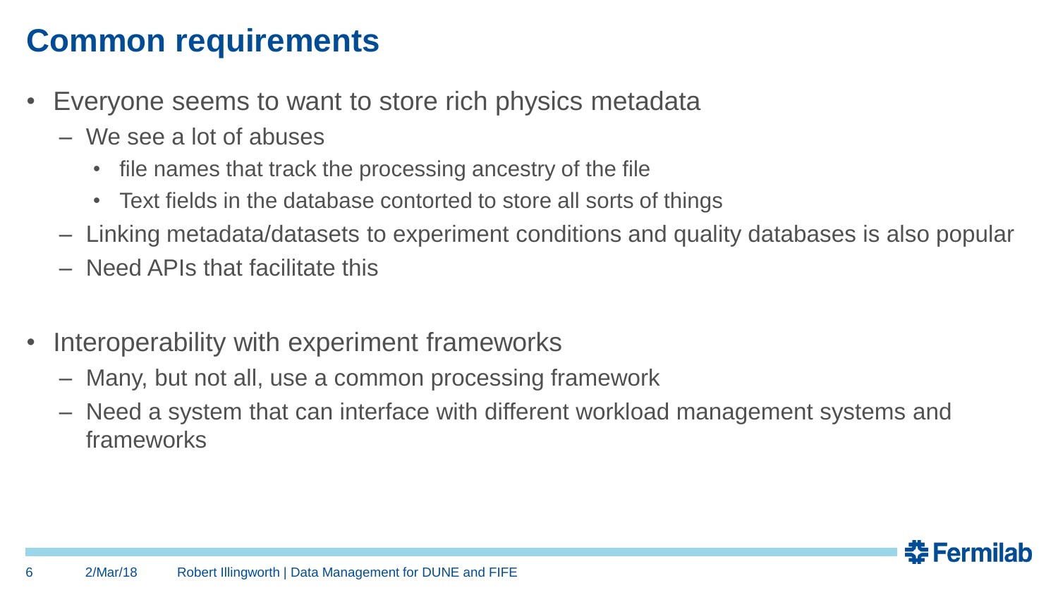# Common requirements

- Everyone seems to want to store rich physics metadata
  - We see a lot of abuses
    - file names that track the processing ancestry of the file
    - Text fields in the database contorted to store all sorts of things
  - Linking metadata/datasets to experiment conditions and quality databases is also popular
  - Need APIs that facilitate this

- Interoperability with experiment frameworks
  - Many, but not all, use a common processing framework
  - Need a system that can interface with different workload management systems and frameworks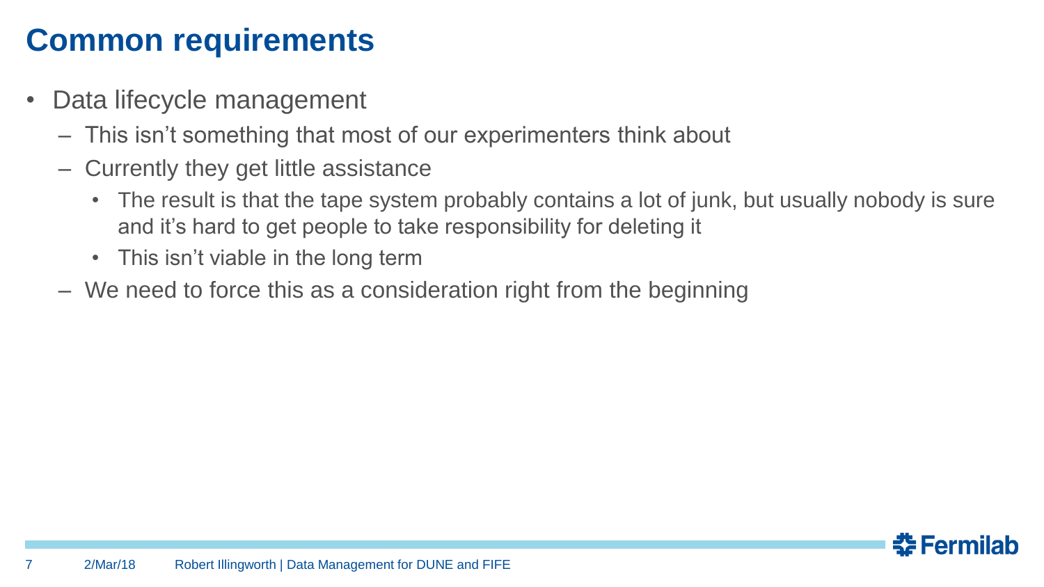# Common requirements

- Data lifecycle management
  - This isn't something that most of our experimenters think about
  - Currently they get little assistance
    - The result is that the tape system probably contains a lot of junk, but usually nobody is sure and it's hard to get people to take responsibility for deleting it
    - This isn't viable in the long term
  - We need to force this as a consideration right from the beginning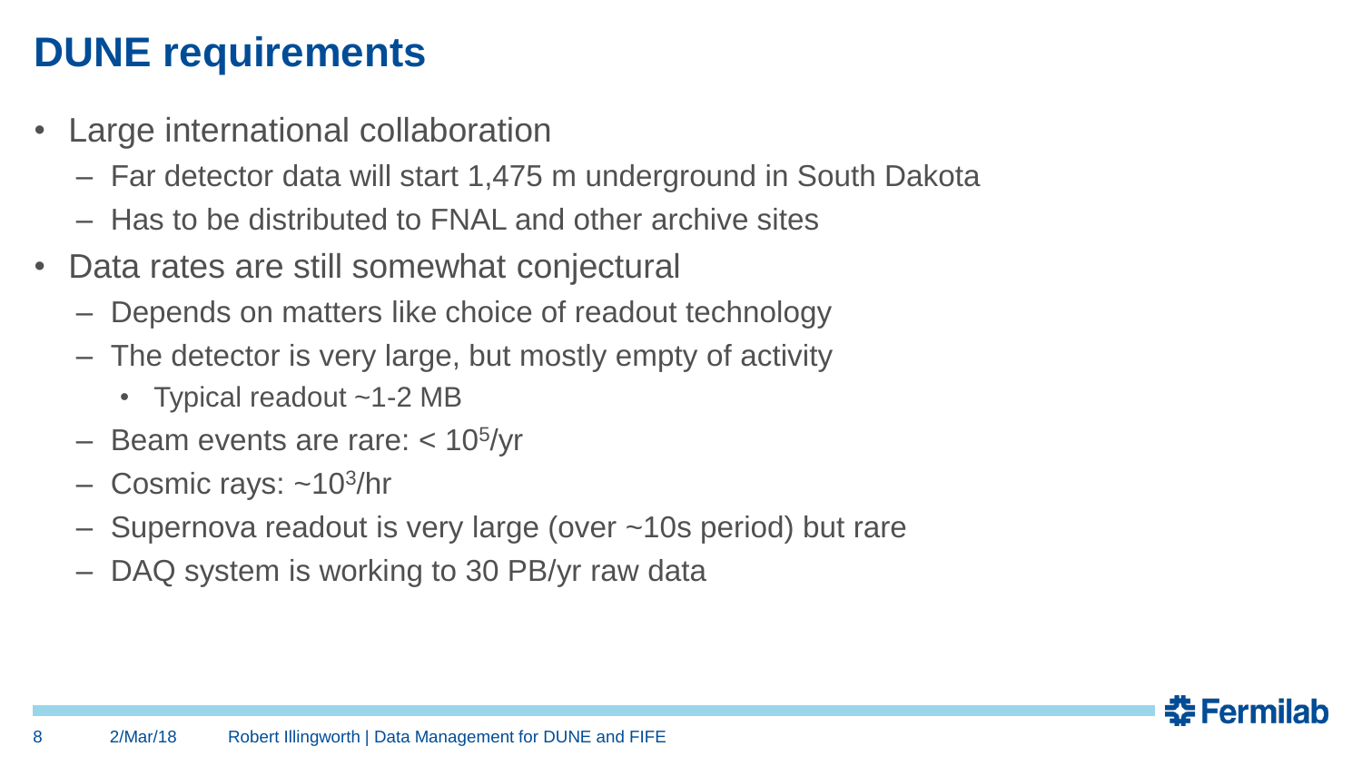# DUNE requirements

- Large international collaboration
  - Far detector data will start 1,475 m underground in South Dakota
  - Has to be distributed to FNAL and other archive sites
- Data rates are still somewhat conjectural
  - Depends on matters like choice of readout technology
  - The detector is very large, but mostly empty of activity
    - Typical readout ~1-2 MB
  - Beam events are rare: < $10^5$/yr
  - Cosmic rays: ~$10^3$/hr
  - Supernova readout is very large (over ~10s period) but rare
  - DAQ system is working to 30 PB/yr raw data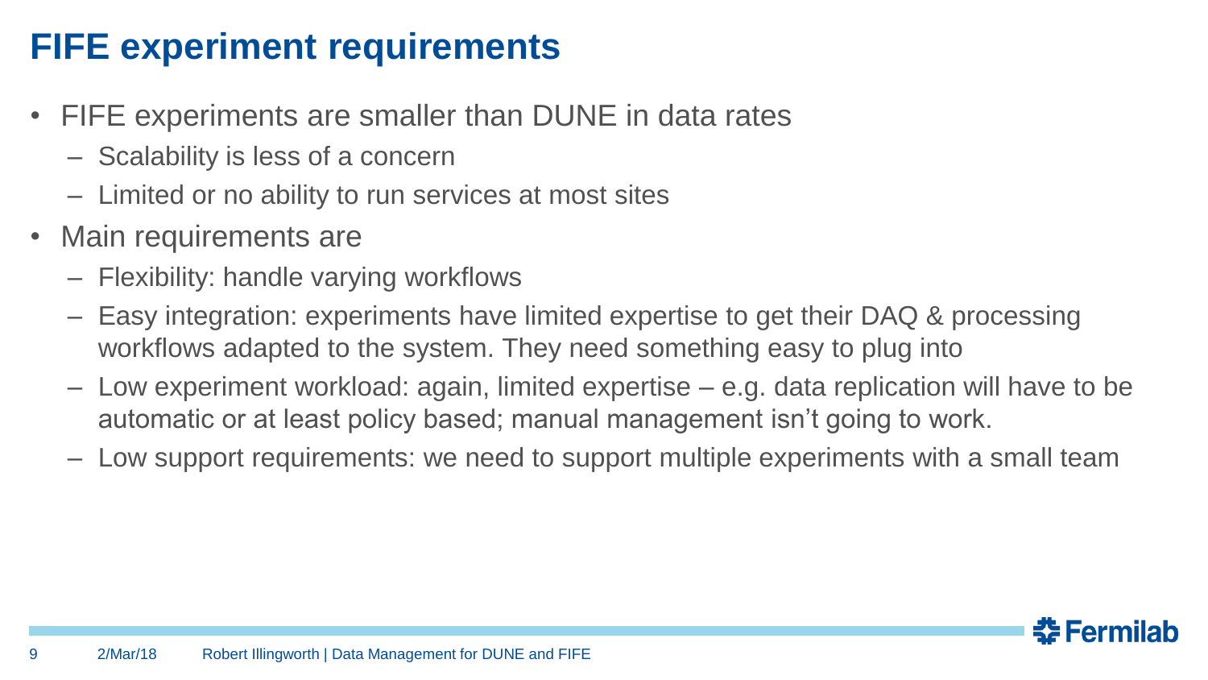# FIFE experiment requirements

- FIFE experiments are smaller than DUNE in data rates
  - Scalability is less of a concern
  - Limited or no ability to run services at most sites
- Main requirements are
  - Flexibility: handle varying workflows
  - Easy integration: experiments have limited expertise to get their DAQ & processing workflows adapted to the system. They need something easy to plug into
  - Low experiment workload: again, limited expertise – e.g. data replication will have to be automatic or at least policy based; manual management isn't going to work.
  - Low support requirements: we need to support multiple experiments with a small team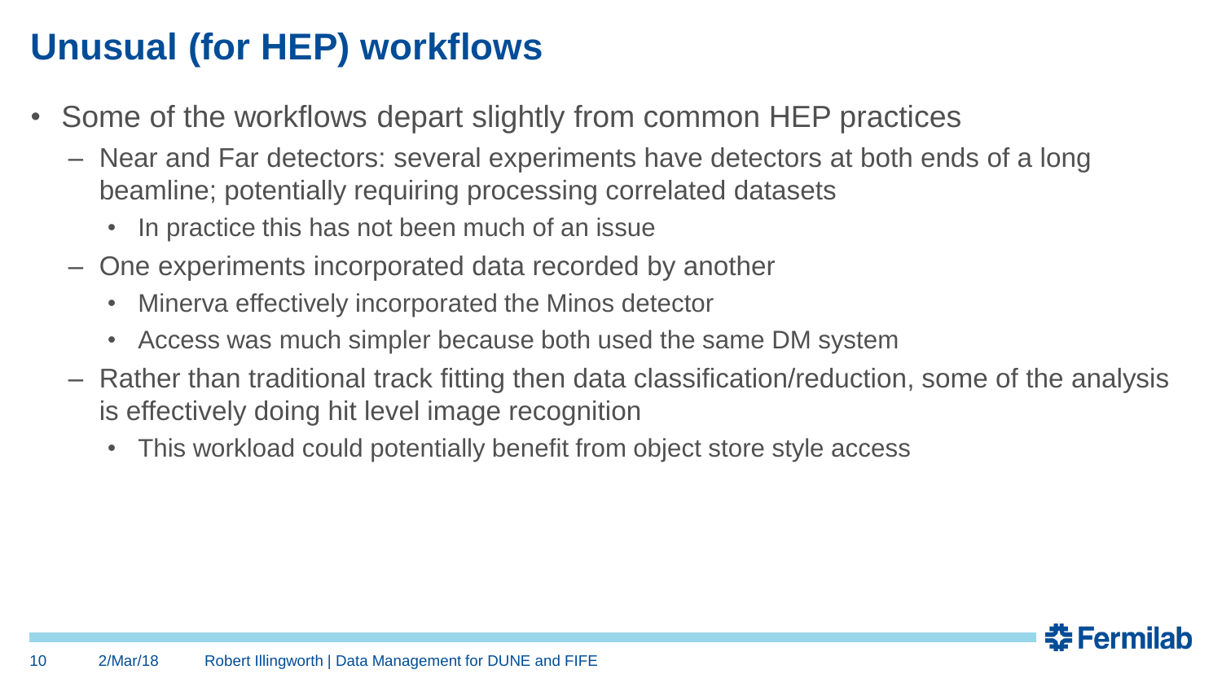# Unusual (for HEP) workflows

- Some of the workflows depart slightly from common HEP practices
  - Near and Far detectors: several experiments have detectors at both ends of a long beamline; potentially requiring processing correlated datasets
    - In practice this has not been much of an issue
  - One experiments incorporated data recorded by another
    - Minerva effectively incorporated the Minos detector
    - Access was much simpler because both used the same DM system
  - Rather than traditional track fitting then data classification/reduction, some of the analysis is effectively doing hit level image recognition
    - This workload could potentially benefit from object store style access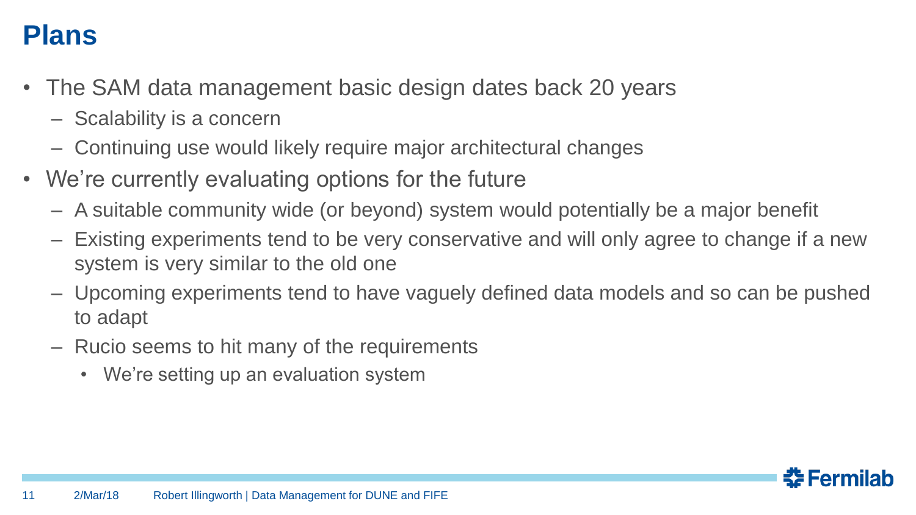# Plans

- The SAM data management basic design dates back 20 years
  - Scalability is a concern
  - Continuing use would likely require major architectural changes
- We're currently evaluating options for the future
  - A suitable community wide (or beyond) system would potentially be a major benefit
  - Existing experiments tend to be very conservative and will only agree to change if a new system is very similar to the old one
  - Upcoming experiments tend to have vaguely defined data models and so can be pushed to adapt
  - Rucio seems to hit many of the requirements
    - We're setting up an evaluation system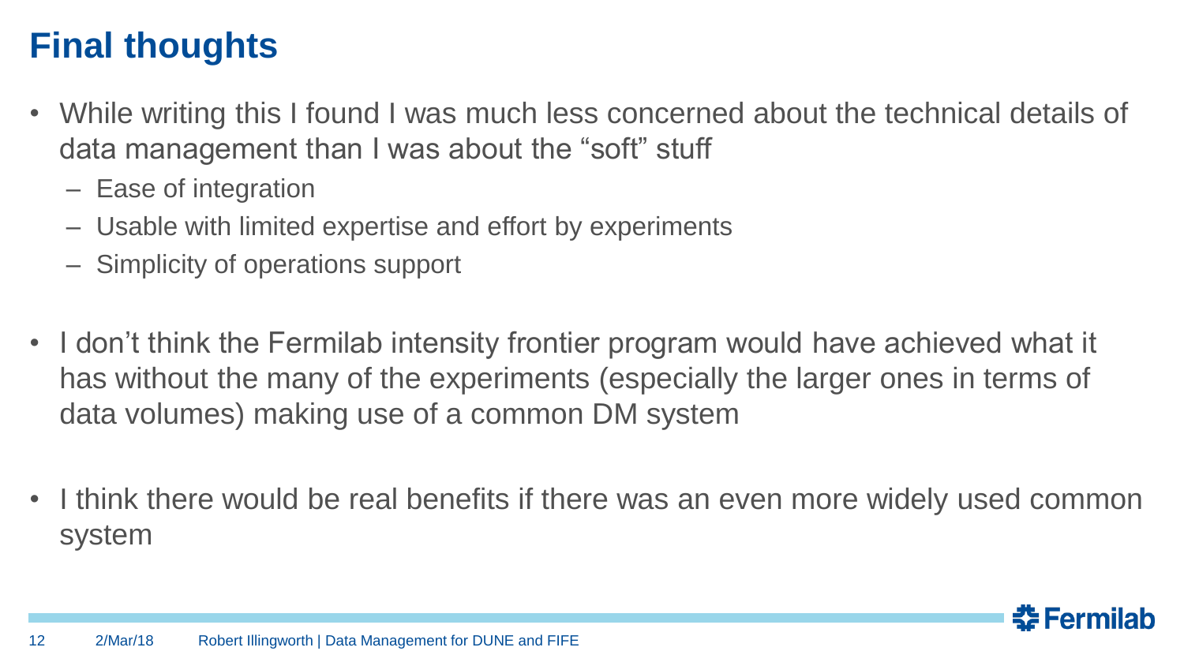# Final thoughts

- While writing this I found I was much less concerned about the technical details of data management than I was about the "soft" stuff
  - Ease of integration
  - Usable with limited expertise and effort by experiments
  - Simplicity of operations support

- I don't think the Fermilab intensity frontier program would have achieved what it has without the many of the experiments (especially the larger ones in terms of data volumes) making use of a common DM system

- I think there would be real benefits if there was an even more widely used common system